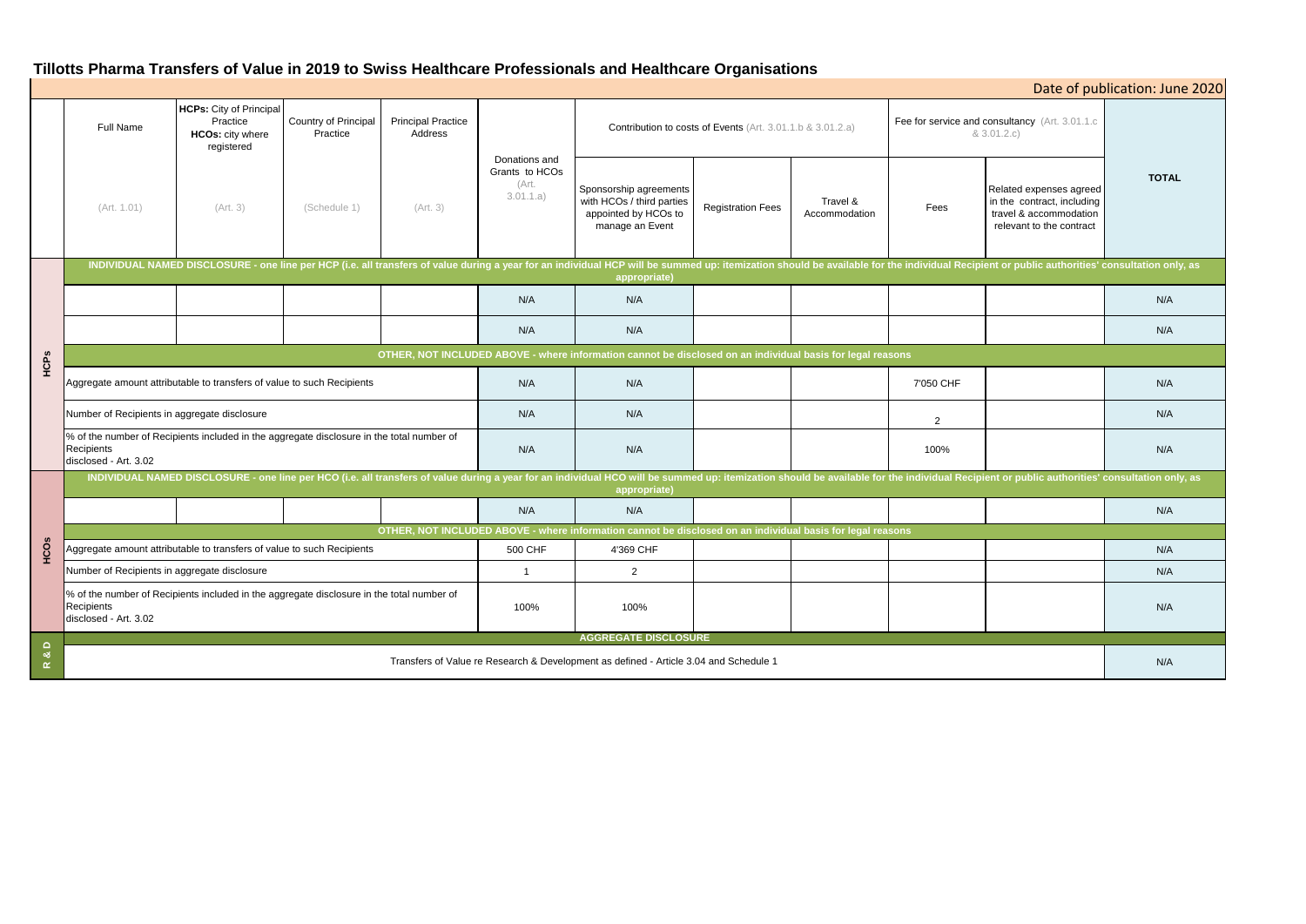# Tillotts Pharma Transfers of Value in 2019 to Swiss Healthcare Professionals and Healthcare Organisations

Date of publication: June 2020

| | Full Name | HCPs: City of Principal Practice HCOs: city where registered | Country of Principal Practice | Principal Practice Address | Donations and Grants to HCOs (Art. 3.01.1.a) | Contribution to costs of Events (Art. 3.01.1.b & 3.01.2.a) | | | Fee for service and consultancy (Art. 3.01.1.c & 3.01.2.c) | | TOTAL |
|---|---|---|---|---|---|---|---|---|---|---|---|
| | (Art. 1.01) | (Art. 3) | (Schedule 1) | (Art. 3) | | Sponsorship agreements with HCOs / third parties appointed by HCOs to manage an Event | Registration Fees | Travel & Accommodation | Fees | Related expenses agreed in the contract, including travel & accommodation relevant to the contract | |
| **HCPs** | **INDIVIDUAL NAMED DISCLOSURE - one line per HCP (i.e. all transfers of value during a year for an individual HCP will be summed up: itemization should be available for the individual Recipient or public authorities' consultation only, as appropriate)** | | | | | | | | | | |
| | | | | | N/A | N/A | | | | | N/A |
| | | | | | N/A | N/A | | | | | N/A |
| | **OTHER, NOT INCLUDED ABOVE - where information cannot be disclosed on an individual basis for legal reasons** | | | | | | | | | | |
| | Aggregate amount attributable to transfers of value to such Recipients | | | | N/A | N/A | | | 7'050 CHF | | N/A |
| | Number of Recipients in aggregate disclosure | | | | N/A | N/A | | | 2 | | N/A |
| | % of the number of Recipients included in the aggregate disclosure in the total number of Recipients disclosed - Art. 3.02 | | | | N/A | N/A | | | 100% | | N/A |
| **HCOs** | **INDIVIDUAL NAMED DISCLOSURE - one line per HCO (i.e. all transfers of value during a year for an individual HCO will be summed up: itemization should be available for the individual Recipient or public authorities' consultation only, as appropriate)** | | | | | | | | | | |
| | | | | | N/A | N/A | | | | | N/A |
| | **OTHER, NOT INCLUDED ABOVE - where information cannot be disclosed on an individual basis for legal reasons** | | | | | | | | | | |
| | Aggregate amount attributable to transfers of value to such Recipients | | | | 500 CHF | 4'369 CHF | | | | | N/A |
| | Number of Recipients in aggregate disclosure | | | | 1 | 2 | | | | | N/A |
| | % of the number of Recipients included in the aggregate disclosure in the total number of Recipients disclosed - Art. 3.02 | | | | 100% | 100% | | | | | N/A |
| **R & D** | **AGGREGATE DISCLOSURE** | | | | | | | | | | |
| | Transfers of Value re Research & Development as defined - Article 3.04 and Schedule 1 | | | | | | | | | | N/A |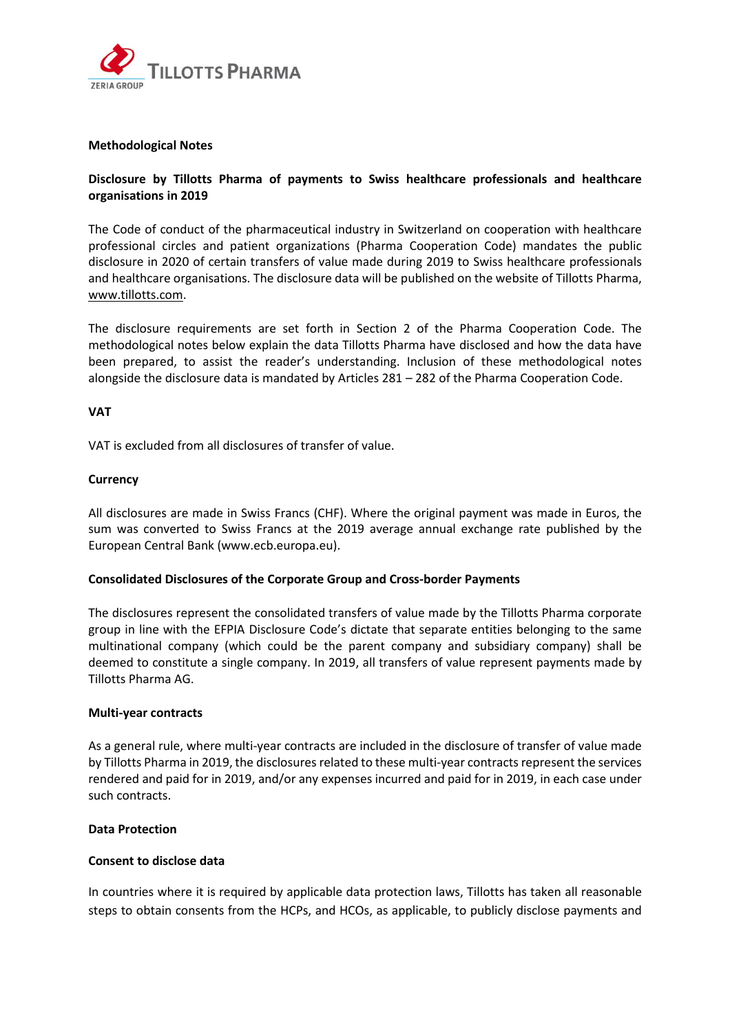**Methodological Notes**

**Disclosure by Tillotts Pharma of payments to Swiss healthcare professionals and healthcare organisations in 2019**

The Code of conduct of the pharmaceutical industry in Switzerland on cooperation with healthcare professional circles and patient organizations (Pharma Cooperation Code) mandates the public disclosure in 2020 of certain transfers of value made during 2019 to Swiss healthcare professionals and healthcare organisations. The disclosure data will be published on the website of Tillotts Pharma, www.tillotts.com.

The disclosure requirements are set forth in Section 2 of the Pharma Cooperation Code. The methodological notes below explain the data Tillotts Pharma have disclosed and how the data have been prepared, to assist the reader's understanding. Inclusion of these methodological notes alongside the disclosure data is mandated by Articles 281 – 282 of the Pharma Cooperation Code.

**VAT**

VAT is excluded from all disclosures of transfer of value.

**Currency**

All disclosures are made in Swiss Francs (CHF). Where the original payment was made in Euros, the sum was converted to Swiss Francs at the 2019 average annual exchange rate published by the European Central Bank (www.ecb.europa.eu).

**Consolidated Disclosures of the Corporate Group and Cross-border Payments**

The disclosures represent the consolidated transfers of value made by the Tillotts Pharma corporate group in line with the EFPIA Disclosure Code's dictate that separate entities belonging to the same multinational company (which could be the parent company and subsidiary company) shall be deemed to constitute a single company. In 2019, all transfers of value represent payments made by Tillotts Pharma AG.

**Multi-year contracts**

As a general rule, where multi-year contracts are included in the disclosure of transfer of value made by Tillotts Pharma in 2019, the disclosures related to these multi-year contracts represent the services rendered and paid for in 2019, and/or any expenses incurred and paid for in 2019, in each case under such contracts.

**Data Protection**

**Consent to disclose data**

In countries where it is required by applicable data protection laws, Tillotts has taken all reasonable steps to obtain consents from the HCPs, and HCOs, as applicable, to publicly disclose payments and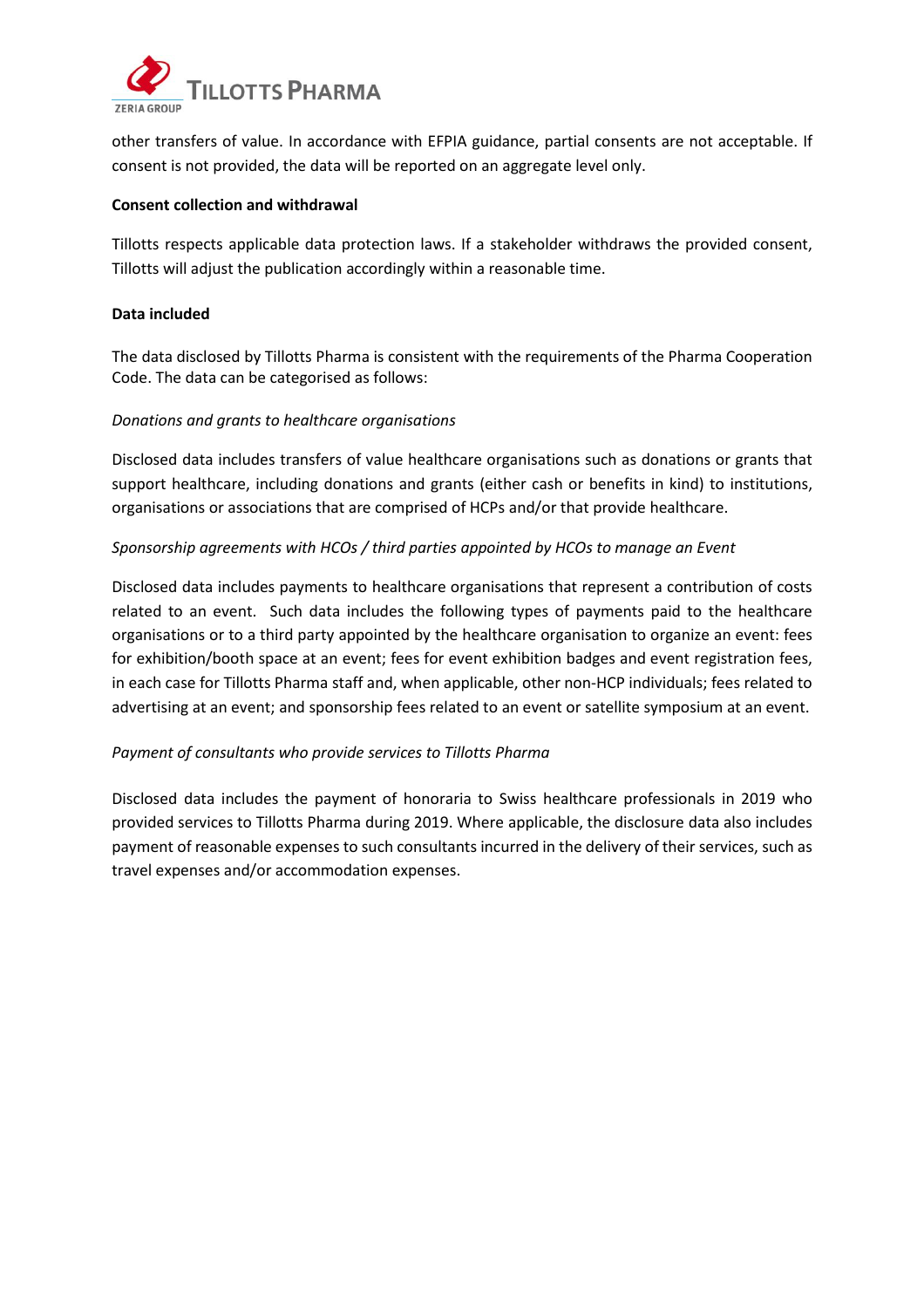other transfers of value. In accordance with EFPIA guidance, partial consents are not acceptable. If consent is not provided, the data will be reported on an aggregate level only.

**Consent collection and withdrawal**

Tillotts respects applicable data protection laws. If a stakeholder withdraws the provided consent, Tillotts will adjust the publication accordingly within a reasonable time.

**Data included**

The data disclosed by Tillotts Pharma is consistent with the requirements of the Pharma Cooperation Code. The data can be categorised as follows:

*Donations and grants to healthcare organisations*

Disclosed data includes transfers of value healthcare organisations such as donations or grants that support healthcare, including donations and grants (either cash or benefits in kind) to institutions, organisations or associations that are comprised of HCPs and/or that provide healthcare.

*Sponsorship agreements with HCOs / third parties appointed by HCOs to manage an Event*

Disclosed data includes payments to healthcare organisations that represent a contribution of costs related to an event. Such data includes the following types of payments paid to the healthcare organisations or to a third party appointed by the healthcare organisation to organize an event: fees for exhibition/booth space at an event; fees for event exhibition badges and event registration fees, in each case for Tillotts Pharma staff and, when applicable, other non-HCP individuals; fees related to advertising at an event; and sponsorship fees related to an event or satellite symposium at an event.

*Payment of consultants who provide services to Tillotts Pharma*

Disclosed data includes the payment of honoraria to Swiss healthcare professionals in 2019 who provided services to Tillotts Pharma during 2019. Where applicable, the disclosure data also includes payment of reasonable expenses to such consultants incurred in the delivery of their services, such as travel expenses and/or accommodation expenses.